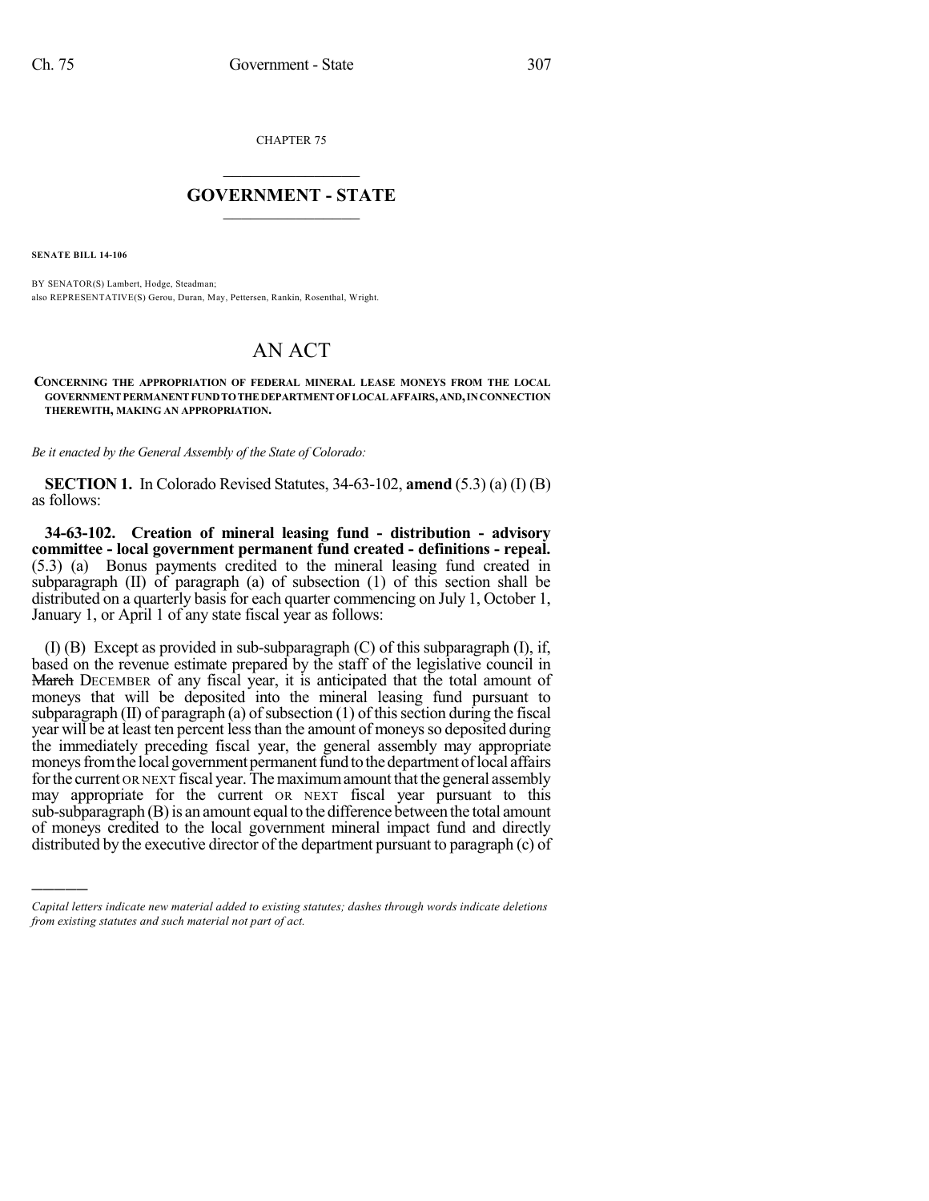CHAPTER 75

## GOVERNMENT - STATE

**SENATE BILL 14-106**

BY SENATOR(S) Lambert, Hodge, Steadman;
also REPRESENTATIVE(S) Gerou, Duran, May, Pettersen, Rankin, Rosenthal, Wright.

# AN ACT

**CONCERNING THE APPROPRIATION OF FEDERAL MINERAL LEASE MONEYS FROM THE LOCAL GOVERNMENT PERMANENT FUND TO THE DEPARTMENT OF LOCAL AFFAIRS, AND, IN CONNECTION THEREWITH, MAKING AN APPROPRIATION.**

*Be it enacted by the General Assembly of the State of Colorado:*

**SECTION 1.** In Colorado Revised Statutes, 34-63-102, **amend** (5.3) (a) (I) (B) as follows:

**34-63-102. Creation of mineral leasing fund - distribution - advisory committee - local government permanent fund created - definitions - repeal.** (5.3) (a) Bonus payments credited to the mineral leasing fund created in subparagraph (II) of paragraph (a) of subsection (1) of this section shall be distributed on a quarterly basis for each quarter commencing on July 1, October 1, January 1, or April 1 of any state fiscal year as follows:

(I) (B) Except as provided in sub-subparagraph (C) of this subparagraph (I), if, based on the revenue estimate prepared by the staff of the legislative council in ~~March~~ DECEMBER of any fiscal year, it is anticipated that the total amount of moneys that will be deposited into the mineral leasing fund pursuant to subparagraph (II) of paragraph (a) of subsection (1) of this section during the fiscal year will be at least ten percent less than the amount of moneys so deposited during the immediately preceding fiscal year, the general assembly may appropriate moneys from the local government permanent fund to the department of local affairs for the current OR NEXT fiscal year. The maximum amount that the general assembly may appropriate for the current OR NEXT fiscal year pursuant to this sub-subparagraph (B) is an amount equal to the difference between the total amount of moneys credited to the local government mineral impact fund and directly distributed by the executive director of the department pursuant to paragraph (c) of

---

*Capital letters indicate new material added to existing statutes; dashes through words indicate deletions from existing statutes and such material not part of act.*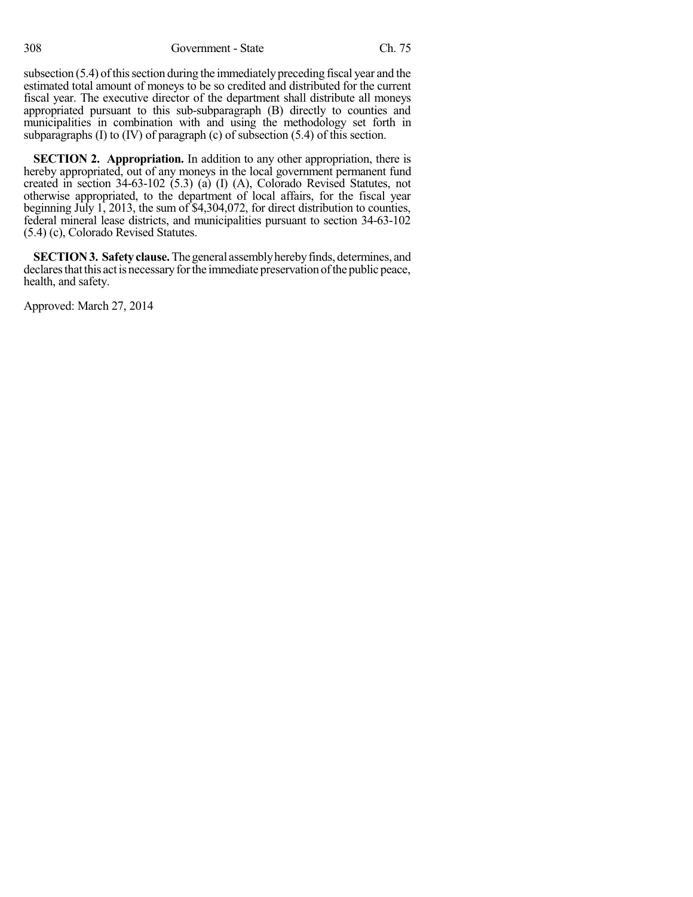subsection (5.4) of this section during the immediately preceding fiscal year and the estimated total amount of moneys to be so credited and distributed for the current fiscal year. The executive director of the department shall distribute all moneys appropriated pursuant to this sub-subparagraph (B) directly to counties and municipalities in combination with and using the methodology set forth in subparagraphs (I) to (IV) of paragraph (c) of subsection (5.4) of this section.

**SECTION 2. Appropriation.** In addition to any other appropriation, there is hereby appropriated, out of any moneys in the local government permanent fund created in section 34-63-102 (5.3) (a) (I) (A), Colorado Revised Statutes, not otherwise appropriated, to the department of local affairs, for the fiscal year beginning July 1, 2013, the sum of $4,304,072, for direct distribution to counties, federal mineral lease districts, and municipalities pursuant to section 34-63-102 (5.4) (c), Colorado Revised Statutes.

**SECTION 3. Safety clause.** The general assembly hereby finds, determines, and declares that this act is necessary for the immediate preservation of the public peace, health, and safety.

Approved: March 27, 2014